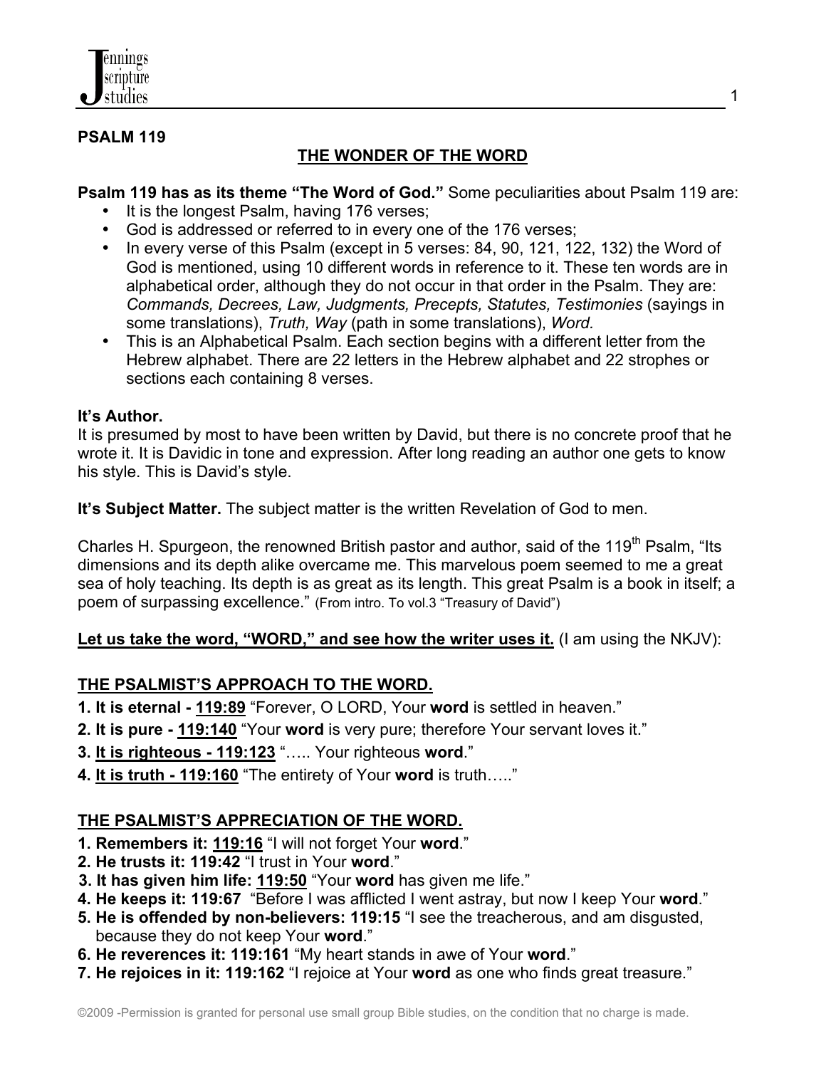**PSALM 119**

## THE WONDER OF THE WORD

**Psalm 119 has as its theme "The Word of God."** Some peculiarities about Psalm 119 are:

- It is the longest Psalm, having 176 verses;
- God is addressed or referred to in every one of the 176 verses;
- In every verse of this Psalm (except in 5 verses: 84, 90, 121, 122, 132) the Word of God is mentioned, using 10 different words in reference to it. These ten words are in alphabetical order, although they do not occur in that order in the Psalm. They are: *Commands, Decrees, Law, Judgments, Precepts, Statutes, Testimonies* (sayings in some translations), *Truth, Way* (path in some translations), *Word.*
- This is an Alphabetical Psalm. Each section begins with a different letter from the Hebrew alphabet. There are 22 letters in the Hebrew alphabet and 22 strophes or sections each containing 8 verses.

**It's Author.**
It is presumed by most to have been written by David, but there is no concrete proof that he wrote it. It is Davidic in tone and expression. After long reading an author one gets to know his style. This is David's style.

**It's Subject Matter.** The subject matter is the written Revelation of God to men.

Charles H. Spurgeon, the renowned British pastor and author, said of the 119th Psalm, "Its dimensions and its depth alike overcame me. This marvelous poem seemed to me a great sea of holy teaching. Its depth is as great as its length. This great Psalm is a book in itself; a poem of surpassing excellence." (From intro. To vol.3 "Treasury of David")

**Let us take the word, "WORD," and see how the writer uses it.** (I am using the NKJV):

**THE PSALMIST'S APPROACH TO THE WORD.**

**1. It is eternal - 119:89** "Forever, O LORD, Your **word** is settled in heaven."
**2. It is pure - 119:140** "Your **word** is very pure; therefore Your servant loves it."
**3. It is righteous - 119:123** "….. Your righteous **word**."
**4. It is truth - 119:160** "The entirety of Your **word** is truth….."

**THE PSALMIST'S APPRECIATION OF THE WORD.**

**1. Remembers it: 119:16** "I will not forget Your **word**."
**2. He trusts it: 119:42** "I trust in Your **word**."
**3. It has given him life: 119:50** "Your **word** has given me life."
**4. He keeps it: 119:67** "Before I was afflicted I went astray, but now I keep Your **word**."
**5. He is offended by non-believers: 119:15** "I see the treacherous, and am disgusted, because they do not keep Your **word**."
**6. He reverences it: 119:161** "My heart stands in awe of Your **word**."
**7. He rejoices in it: 119:162** "I rejoice at Your **word** as one who finds great treasure."

©2009 -Permission is granted for personal use small group Bible studies, on the condition that no charge is made.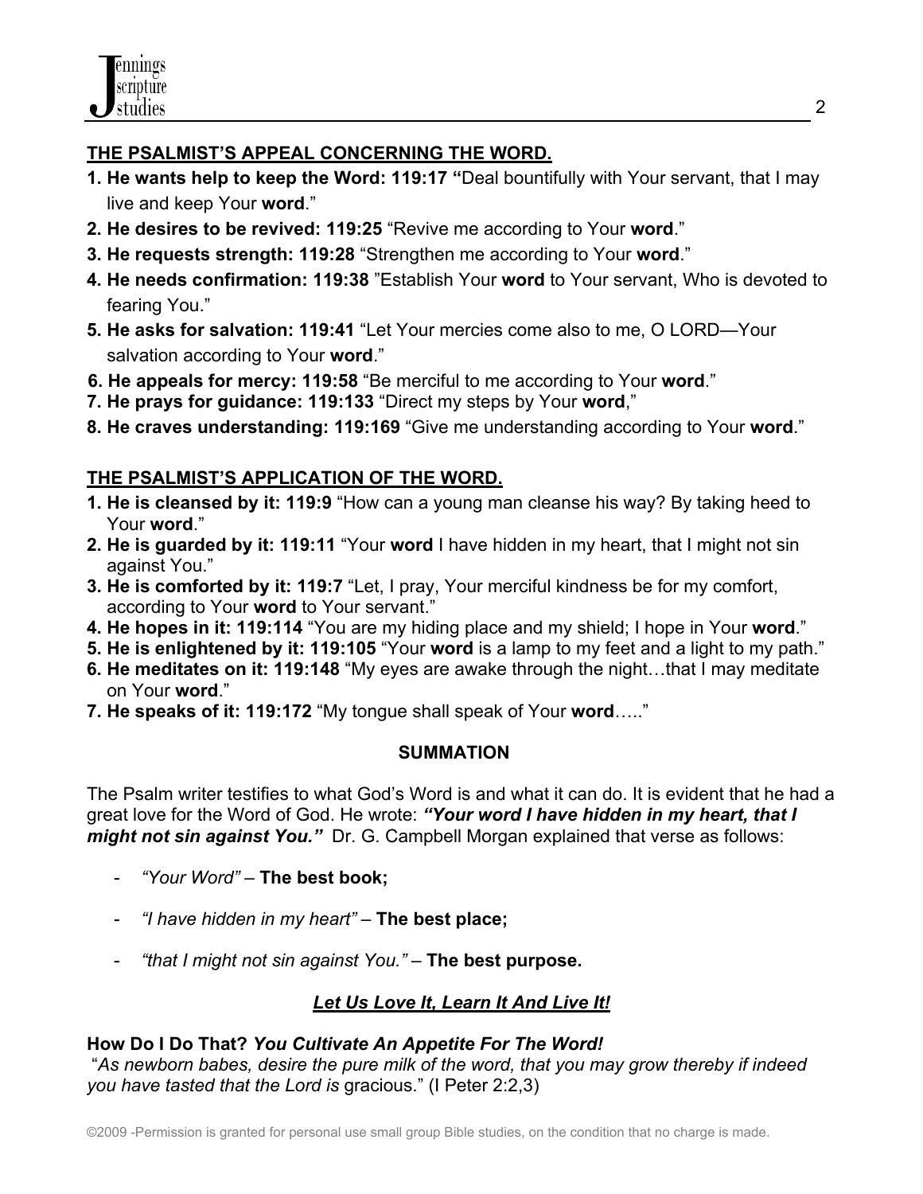**<u>THE PSALMIST'S APPEAL CONCERNING THE WORD.</u>**

1. **He wants help to keep the Word: 119:17** "Deal bountifully with Your servant, that I may live and keep Your **word**."
2. **He desires to be revived: 119:25** "Revive me according to Your **word**."
3. **He requests strength: 119:28** "Strengthen me according to Your **word**."
4. **He needs confirmation: 119:38** "Establish Your **word** to Your servant, Who is devoted to fearing You."
5. **He asks for salvation: 119:41** "Let Your mercies come also to me, O LORD—Your salvation according to Your **word**."
6. **He appeals for mercy: 119:58** "Be merciful to me according to Your **word**."
7. **He prays for guidance: 119:133** "Direct my steps by Your **word**,"
8. **He craves understanding: 119:169** "Give me understanding according to Your **word**."

**<u>THE PSALMIST'S APPLICATION OF THE WORD.</u>**

1. **He is cleansed by it: 119:9** "How can a young man cleanse his way? By taking heed to Your **word**."
2. **He is guarded by it: 119:11** "Your **word** I have hidden in my heart, that I might not sin against You."
3. **He is comforted by it: 119:7** "Let, I pray, Your merciful kindness be for my comfort, according to Your **word** to Your servant."
4. **He hopes in it: 119:114** "You are my hiding place and my shield; I hope in Your **word**."
5. **He is enlightened by it: 119:105** "Your **word** is a lamp to my feet and a light to my path."
6. **He meditates on it: 119:148** "My eyes are awake through the night…that I may meditate on Your **word**."
7. **He speaks of it: 119:172** "My tongue shall speak of Your **word**….."

**SUMMATION**

The Psalm writer testifies to what God's Word is and what it can do. It is evident that he had a great love for the Word of God. He wrote: ***"Your word I have hidden in my heart, that I might not sin against You."*** Dr. G. Campbell Morgan explained that verse as follows:

- *"Your Word"* – **The best book;**
- *"I have hidden in my heart"* – **The best place;**
- *"that I might not sin against You."* – **The best purpose.**

***<u>Let Us Love It, Learn It And Live It!</u>***

**How Do I Do That? *You Cultivate An Appetite For The Word!***

"*As newborn babes, desire the pure milk of the word, that you may grow thereby if indeed you have tasted that the Lord is* gracious." (I Peter 2:2,3)

©2009 -Permission is granted for personal use small group Bible studies, on the condition that no charge is made.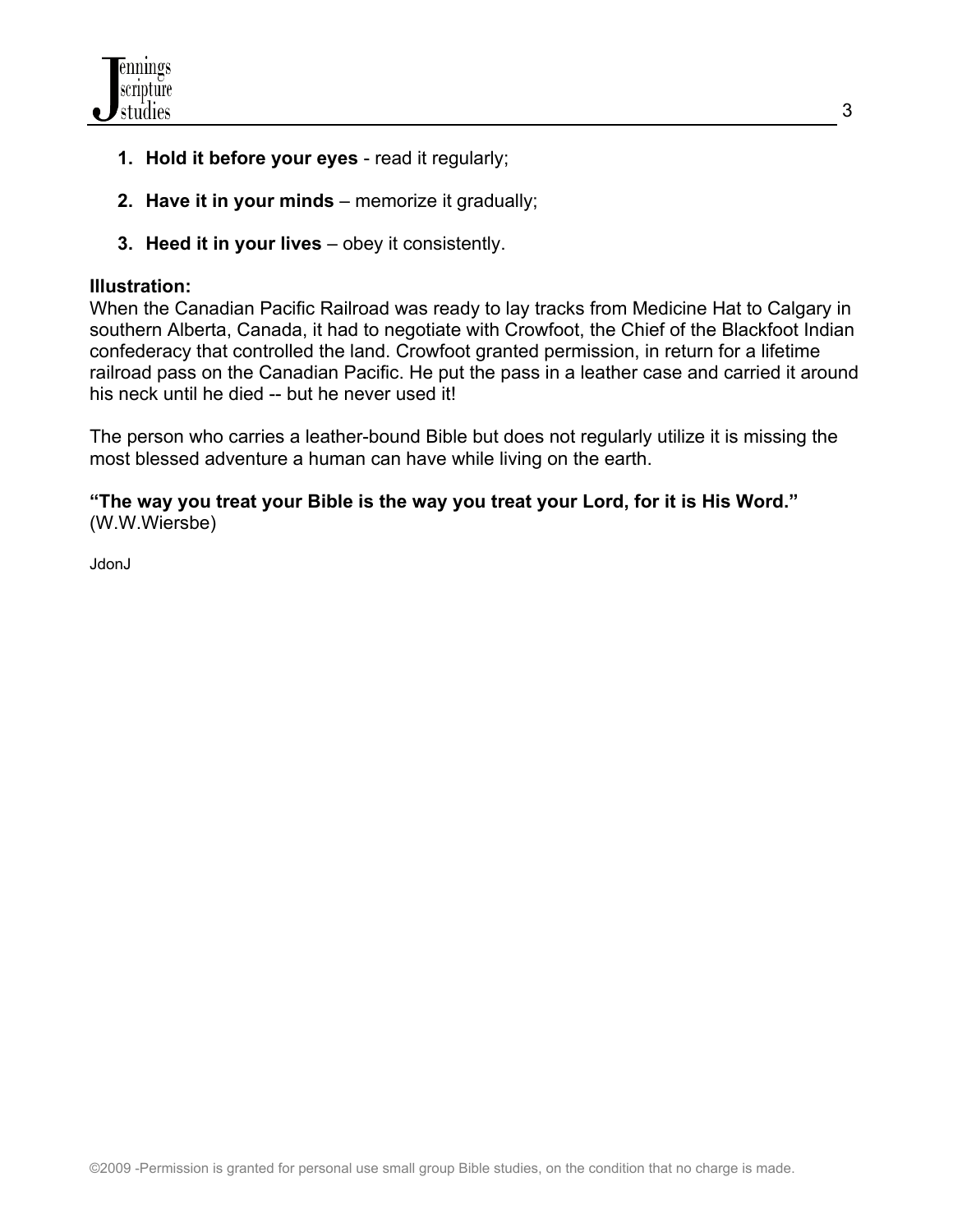1. **Hold it before your eyes** - read it regularly;

2. **Have it in your minds** – memorize it gradually;

3. **Heed it in your lives** – obey it consistently.

**Illustration:**
When the Canadian Pacific Railroad was ready to lay tracks from Medicine Hat to Calgary in southern Alberta, Canada, it had to negotiate with Crowfoot, the Chief of the Blackfoot Indian confederacy that controlled the land. Crowfoot granted permission, in return for a lifetime railroad pass on the Canadian Pacific. He put the pass in a leather case and carried it around his neck until he died -- but he never used it!

The person who carries a leather-bound Bible but does not regularly utilize it is missing the most blessed adventure a human can have while living on the earth.

**"The way you treat your Bible is the way you treat your Lord, for it is His Word."** (W.W.Wiersbe)

JdonJ

©2009 -Permission is granted for personal use small group Bible studies, on the condition that no charge is made.